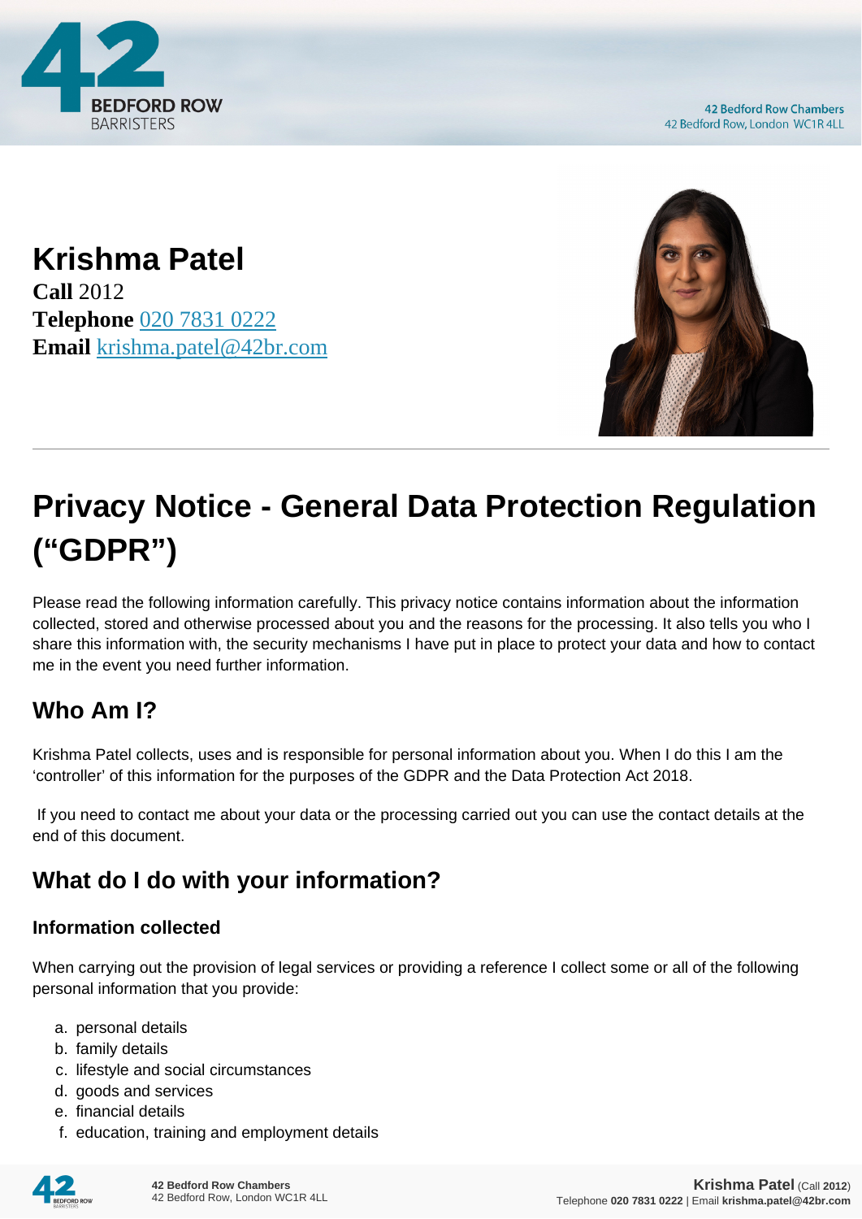# Krishma Patel

**Call** 2012
**Telephone** 020 7831 0222
**Email** krishma.patel@42br.com

## Privacy Notice - General Data Protection Regulation ("GDPR")

Please read the following information carefully. This privacy notice contains information about the information collected, stored and otherwise processed about you and the reasons for the processing. It also tells you who I share this information with, the security mechanisms I have put in place to protect your data and how to contact me in the event you need further information.

### Who Am I?

Krishma Patel collects, uses and is responsible for personal information about you. When I do this I am the 'controller' of this information for the purposes of the GDPR and the Data Protection Act 2018.

If you need to contact me about your data or the processing carried out you can use the contact details at the end of this document.

### What do I do with your information?

#### Information collected

When carrying out the provision of legal services or providing a reference I collect some or all of the following personal information that you provide:

a. personal details
b. family details
c. lifestyle and social circumstances
d. goods and services
e. financial details
f. education, training and employment details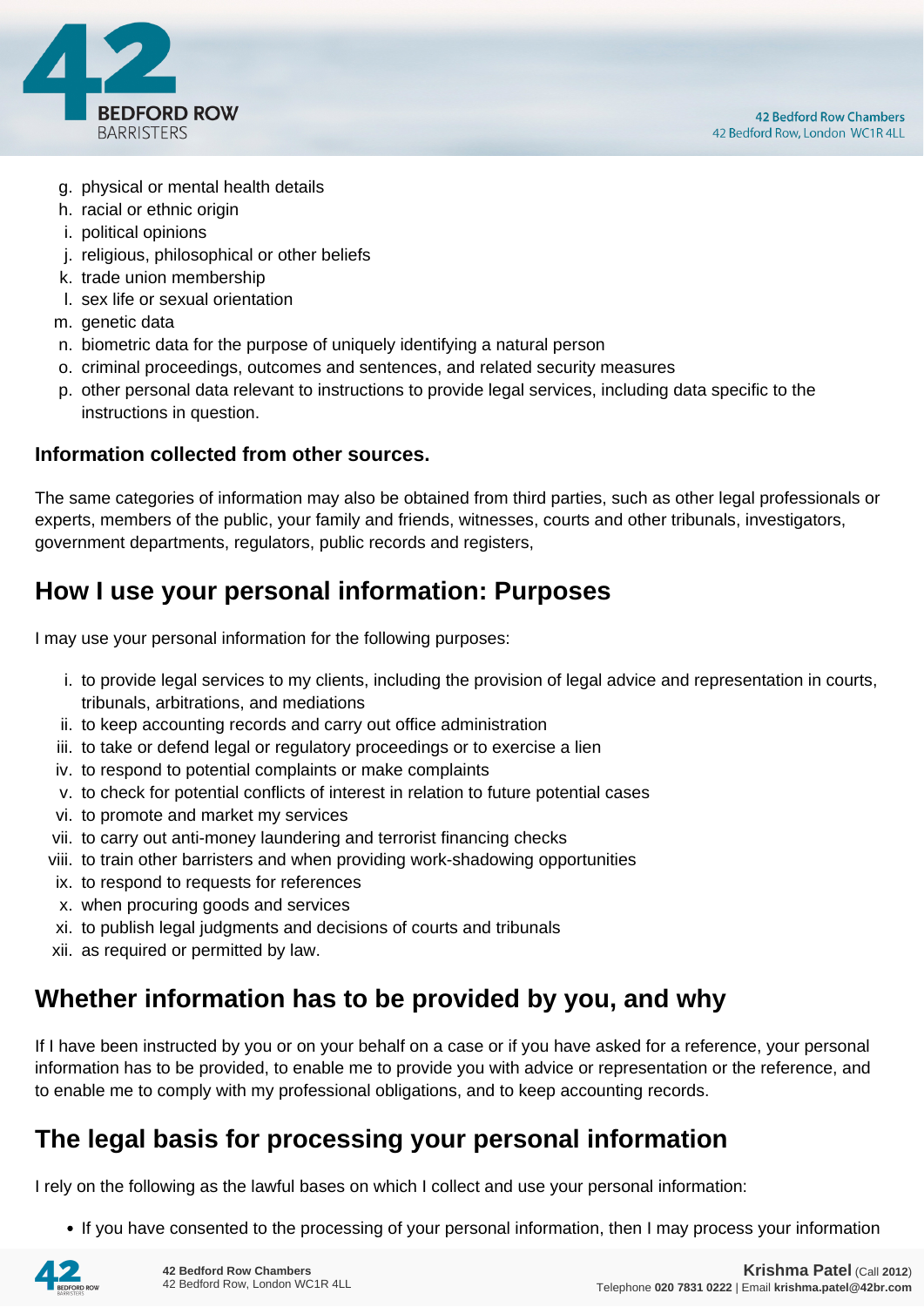g. physical or mental health details
h. racial or ethnic origin
i. political opinions
j. religious, philosophical or other beliefs
k. trade union membership
l. sex life or sexual orientation
m. genetic data
n. biometric data for the purpose of uniquely identifying a natural person
o. criminal proceedings, outcomes and sentences, and related security measures
p. other personal data relevant to instructions to provide legal services, including data specific to the instructions in question.

**Information collected from other sources.**

The same categories of information may also be obtained from third parties, such as other legal professionals or experts, members of the public, your family and friends, witnesses, courts and other tribunals, investigators, government departments, regulators, public records and registers,

## How I use your personal information: Purposes

I may use your personal information for the following purposes:

i. to provide legal services to my clients, including the provision of legal advice and representation in courts, tribunals, arbitrations, and mediations
ii. to keep accounting records and carry out office administration
iii. to take or defend legal or regulatory proceedings or to exercise a lien
iv. to respond to potential complaints or make complaints
v. to check for potential conflicts of interest in relation to future potential cases
vi. to promote and market my services
vii. to carry out anti-money laundering and terrorist financing checks
viii. to train other barristers and when providing work-shadowing opportunities
ix. to respond to requests for references
x. when procuring goods and services
xi. to publish legal judgments and decisions of courts and tribunals
xii. as required or permitted by law.

## Whether information has to be provided by you, and why

If I have been instructed by you or on your behalf on a case or if you have asked for a reference, your personal information has to be provided, to enable me to provide you with advice or representation or the reference, and to enable me to comply with my professional obligations, and to keep accounting records.

## The legal basis for processing your personal information

I rely on the following as the lawful bases on which I collect and use your personal information:

- If you have consented to the processing of your personal information, then I may process your information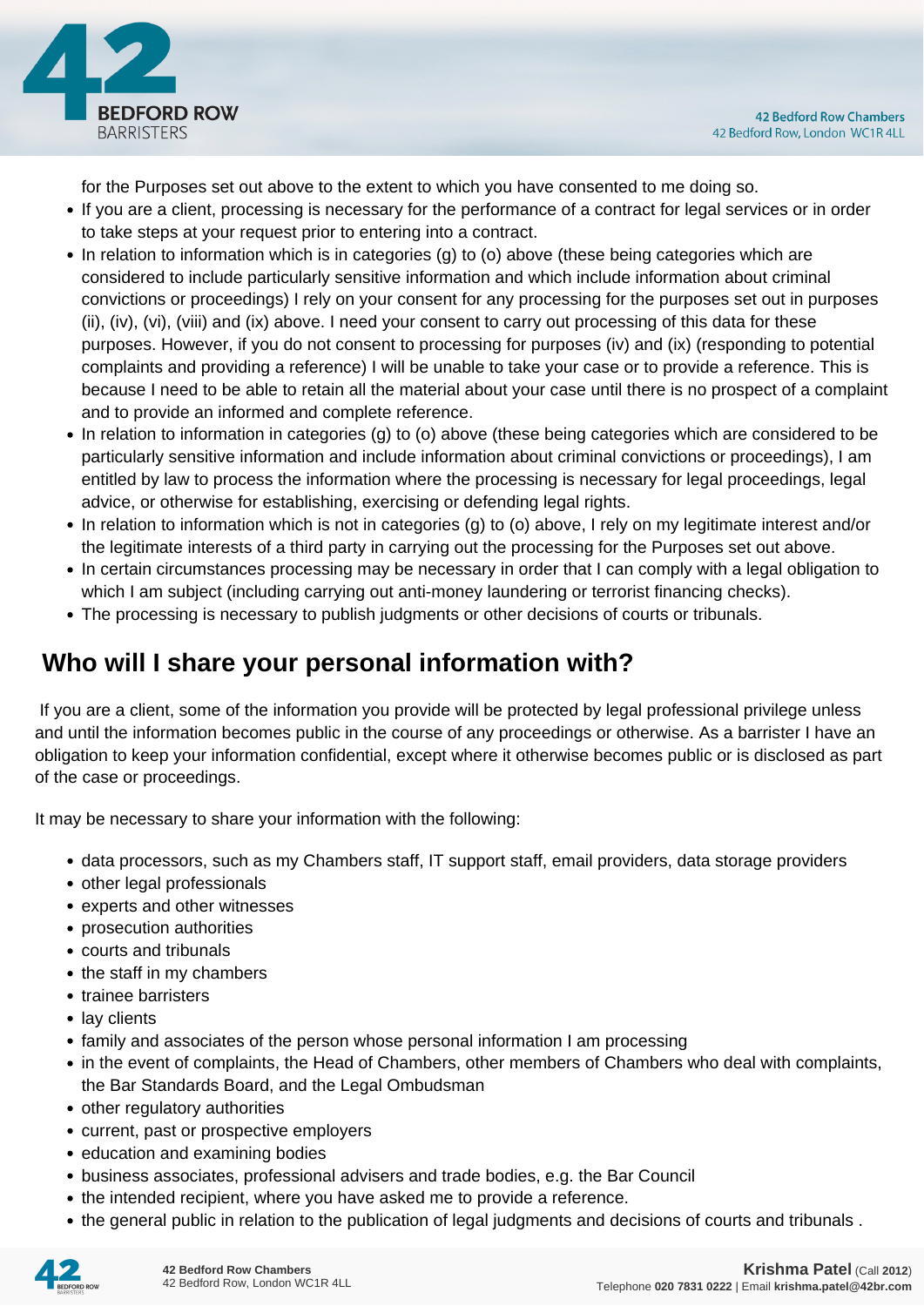for the Purposes set out above to the extent to which you have consented to me doing so.

- If you are a client, processing is necessary for the performance of a contract for legal services or in order to take steps at your request prior to entering into a contract.
- In relation to information which is in categories (g) to (o) above (these being categories which are considered to include particularly sensitive information and which include information about criminal convictions or proceedings) I rely on your consent for any processing for the purposes set out in purposes (ii), (iv), (vi), (viii) and (ix) above. I need your consent to carry out processing of this data for these purposes. However, if you do not consent to processing for purposes (iv) and (ix) (responding to potential complaints and providing a reference) I will be unable to take your case or to provide a reference. This is because I need to be able to retain all the material about your case until there is no prospect of a complaint and to provide an informed and complete reference.
- In relation to information in categories (g) to (o) above (these being categories which are considered to be particularly sensitive information and include information about criminal convictions or proceedings), I am entitled by law to process the information where the processing is necessary for legal proceedings, legal advice, or otherwise for establishing, exercising or defending legal rights.
- In relation to information which is not in categories (g) to (o) above, I rely on my legitimate interest and/or the legitimate interests of a third party in carrying out the processing for the Purposes set out above.
- In certain circumstances processing may be necessary in order that I can comply with a legal obligation to which I am subject (including carrying out anti-money laundering or terrorist financing checks).
- The processing is necessary to publish judgments or other decisions of courts or tribunals.

## Who will I share your personal information with?

If you are a client, some of the information you provide will be protected by legal professional privilege unless and until the information becomes public in the course of any proceedings or otherwise. As a barrister I have an obligation to keep your information confidential, except where it otherwise becomes public or is disclosed as part of the case or proceedings.

It may be necessary to share your information with the following:

- data processors, such as my Chambers staff, IT support staff, email providers, data storage providers
- other legal professionals
- experts and other witnesses
- prosecution authorities
- courts and tribunals
- the staff in my chambers
- trainee barristers
- lay clients
- family and associates of the person whose personal information I am processing
- in the event of complaints, the Head of Chambers, other members of Chambers who deal with complaints, the Bar Standards Board, and the Legal Ombudsman
- other regulatory authorities
- current, past or prospective employers
- education and examining bodies
- business associates, professional advisers and trade bodies, e.g. the Bar Council
- the intended recipient, where you have asked me to provide a reference.
- the general public in relation to the publication of legal judgments and decisions of courts and tribunals .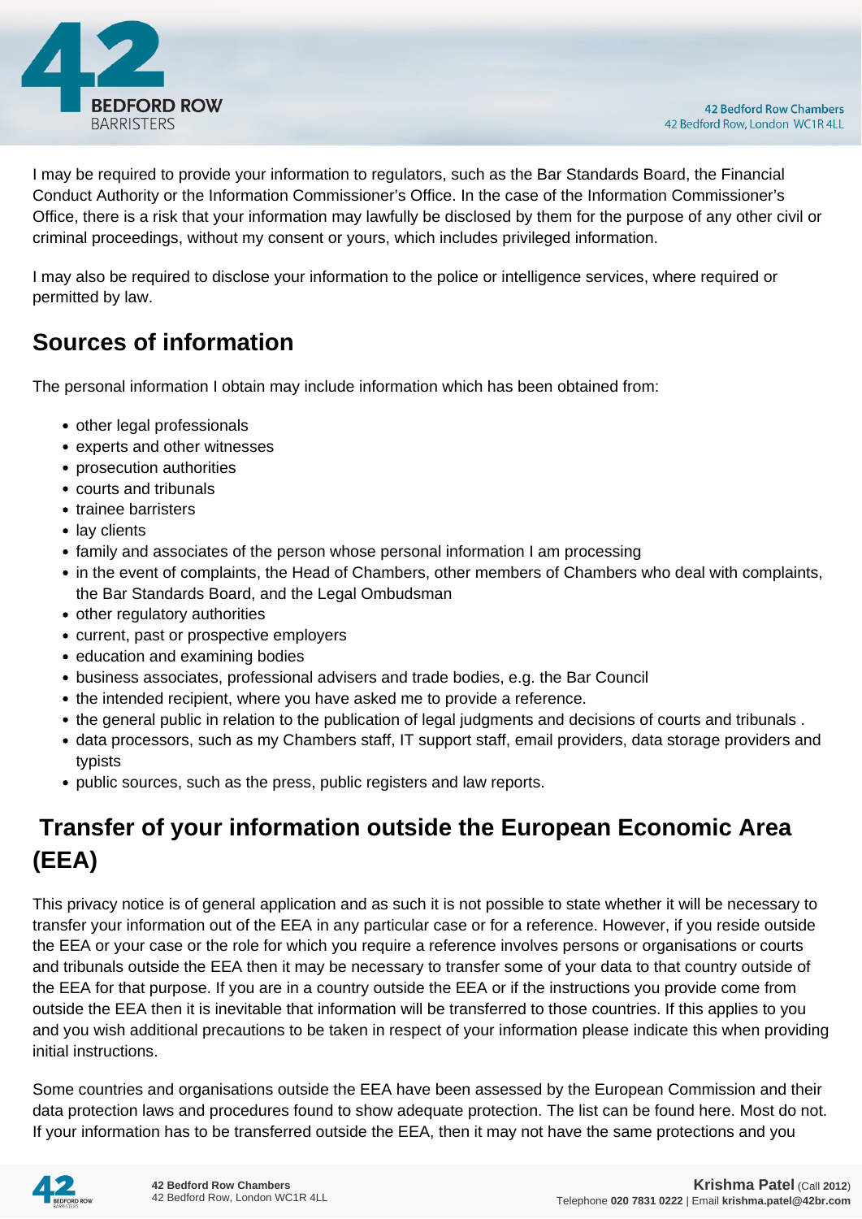I may be required to provide your information to regulators, such as the Bar Standards Board, the Financial Conduct Authority or the Information Commissioner's Office. In the case of the Information Commissioner's Office, there is a risk that your information may lawfully be disclosed by them for the purpose of any other civil or criminal proceedings, without my consent or yours, which includes privileged information.

I may also be required to disclose your information to the police or intelligence services, where required or permitted by law.

## Sources of information

The personal information I obtain may include information which has been obtained from:

- other legal professionals
- experts and other witnesses
- prosecution authorities
- courts and tribunals
- trainee barristers
- lay clients
- family and associates of the person whose personal information I am processing
- in the event of complaints, the Head of Chambers, other members of Chambers who deal with complaints, the Bar Standards Board, and the Legal Ombudsman
- other regulatory authorities
- current, past or prospective employers
- education and examining bodies
- business associates, professional advisers and trade bodies, e.g. the Bar Council
- the intended recipient, where you have asked me to provide a reference.
- the general public in relation to the publication of legal judgments and decisions of courts and tribunals .
- data processors, such as my Chambers staff, IT support staff, email providers, data storage providers and typists
- public sources, such as the press, public registers and law reports.

## Transfer of your information outside the European Economic Area (EEA)

This privacy notice is of general application and as such it is not possible to state whether it will be necessary to transfer your information out of the EEA in any particular case or for a reference. However, if you reside outside the EEA or your case or the role for which you require a reference involves persons or organisations or courts and tribunals outside the EEA then it may be necessary to transfer some of your data to that country outside of the EEA for that purpose. If you are in a country outside the EEA or if the instructions you provide come from outside the EEA then it is inevitable that information will be transferred to those countries. If this applies to you and you wish additional precautions to be taken in respect of your information please indicate this when providing initial instructions.

Some countries and organisations outside the EEA have been assessed by the European Commission and their data protection laws and procedures found to show adequate protection. The list can be found here. Most do not. If your information has to be transferred outside the EEA, then it may not have the same protections and you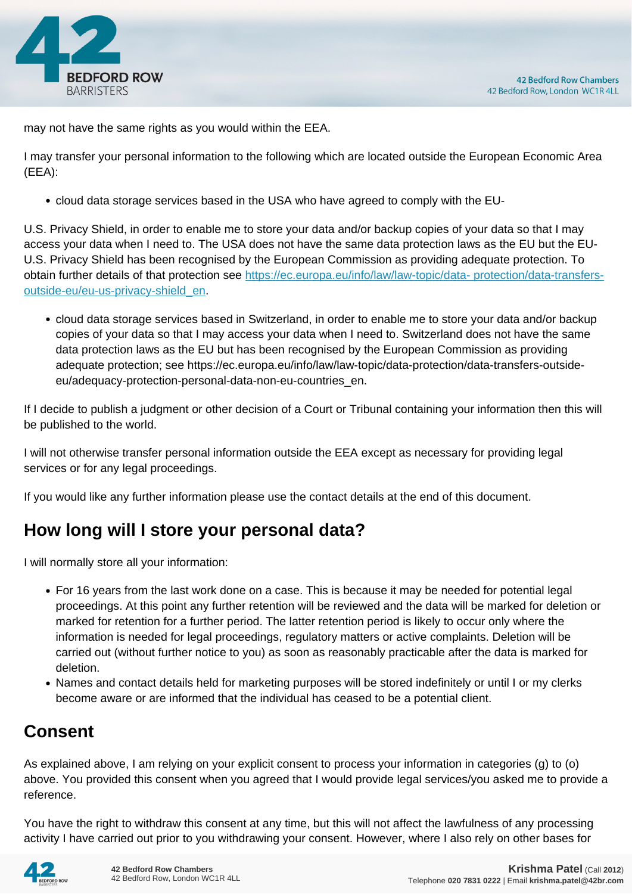may not have the same rights as you would within the EEA.

I may transfer your personal information to the following which are located outside the European Economic Area (EEA):

- cloud data storage services based in the USA who have agreed to comply with the EU-

U.S. Privacy Shield, in order to enable me to store your data and/or backup copies of your data so that I may access your data when I need to. The USA does not have the same data protection laws as the EU but the EU-U.S. Privacy Shield has been recognised by the European Commission as providing adequate protection. To obtain further details of that protection see [https://ec.europa.eu/info/law/law-topic/data- protection/data-transfers-outside-eu/eu-us-privacy-shield_en](https://ec.europa.eu/info/law/law-topic/data-protection/data-transfers-outside-eu/eu-us-privacy-shield_en).

- cloud data storage services based in Switzerland, in order to enable me to store your data and/or backup copies of your data so that I may access your data when I need to. Switzerland does not have the same data protection laws as the EU but has been recognised by the European Commission as providing adequate protection; see https://ec.europa.eu/info/law/law-topic/data-protection/data-transfers-outside-eu/adequacy-protection-personal-data-non-eu-countries_en.

If I decide to publish a judgment or other decision of a Court or Tribunal containing your information then this will be published to the world.

I will not otherwise transfer personal information outside the EEA except as necessary for providing legal services or for any legal proceedings.

If you would like any further information please use the contact details at the end of this document.

## How long will I store your personal data?

I will normally store all your information:

- For 16 years from the last work done on a case. This is because it may be needed for potential legal proceedings. At this point any further retention will be reviewed and the data will be marked for deletion or marked for retention for a further period. The latter retention period is likely to occur only where the information is needed for legal proceedings, regulatory matters or active complaints. Deletion will be carried out (without further notice to you) as soon as reasonably practicable after the data is marked for deletion.
- Names and contact details held for marketing purposes will be stored indefinitely or until I or my clerks become aware or are informed that the individual has ceased to be a potential client.

## Consent

As explained above, I am relying on your explicit consent to process your information in categories (g) to (o) above. You provided this consent when you agreed that I would provide legal services/you asked me to provide a reference.

You have the right to withdraw this consent at any time, but this will not affect the lawfulness of any processing activity I have carried out prior to you withdrawing your consent. However, where I also rely on other bases for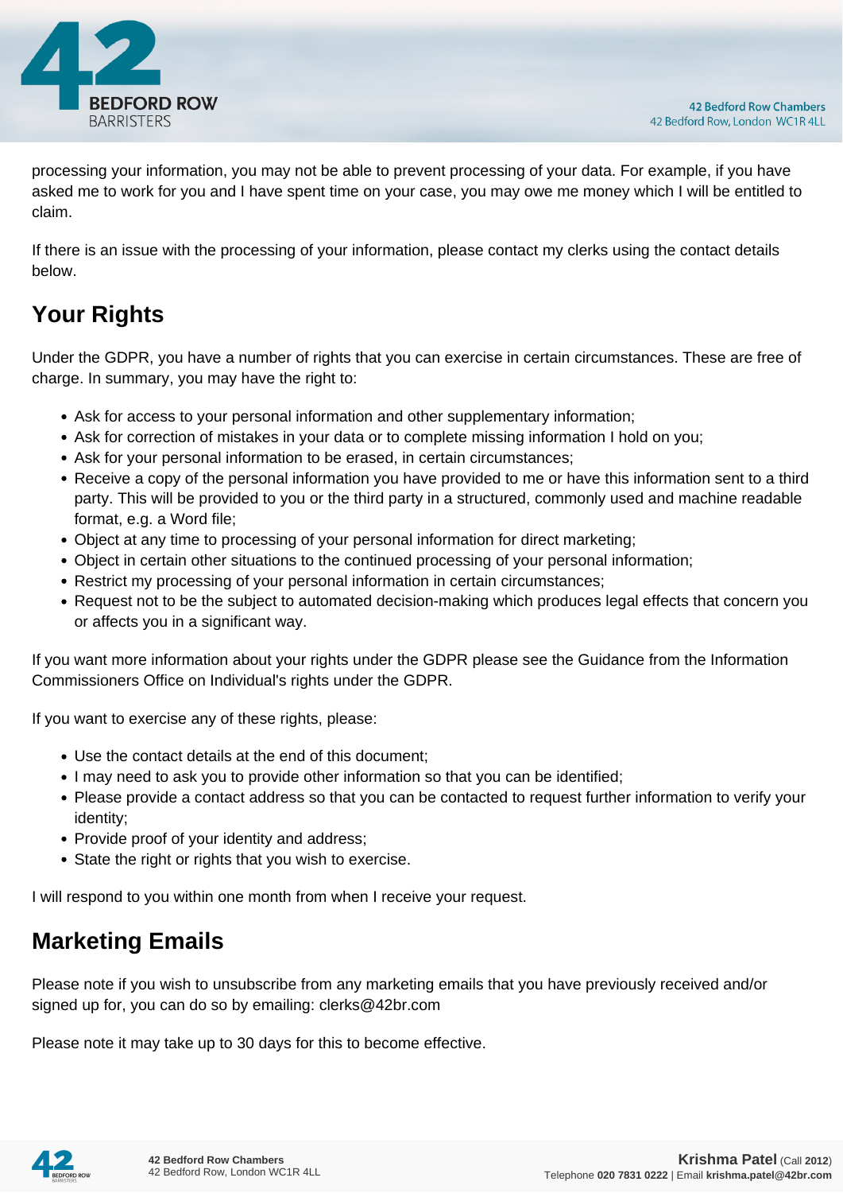processing your information, you may not be able to prevent processing of your data. For example, if you have asked me to work for you and I have spent time on your case, you may owe me money which I will be entitled to claim.

If there is an issue with the processing of your information, please contact my clerks using the contact details below.

## Your Rights

Under the GDPR, you have a number of rights that you can exercise in certain circumstances. These are free of charge. In summary, you may have the right to:

- Ask for access to your personal information and other supplementary information;
- Ask for correction of mistakes in your data or to complete missing information I hold on you;
- Ask for your personal information to be erased, in certain circumstances;
- Receive a copy of the personal information you have provided to me or have this information sent to a third party. This will be provided to you or the third party in a structured, commonly used and machine readable format, e.g. a Word file;
- Object at any time to processing of your personal information for direct marketing;
- Object in certain other situations to the continued processing of your personal information;
- Restrict my processing of your personal information in certain circumstances;
- Request not to be the subject to automated decision-making which produces legal effects that concern you or affects you in a significant way.

If you want more information about your rights under the GDPR please see the Guidance from the Information Commissioners Office on Individual's rights under the GDPR.

If you want to exercise any of these rights, please:

- Use the contact details at the end of this document;
- I may need to ask you to provide other information so that you can be identified;
- Please provide a contact address so that you can be contacted to request further information to verify your identity;
- Provide proof of your identity and address;
- State the right or rights that you wish to exercise.

I will respond to you within one month from when I receive your request.

## Marketing Emails

Please note if you wish to unsubscribe from any marketing emails that you have previously received and/or signed up for, you can do so by emailing: clerks@42br.com

Please note it may take up to 30 days for this to become effective.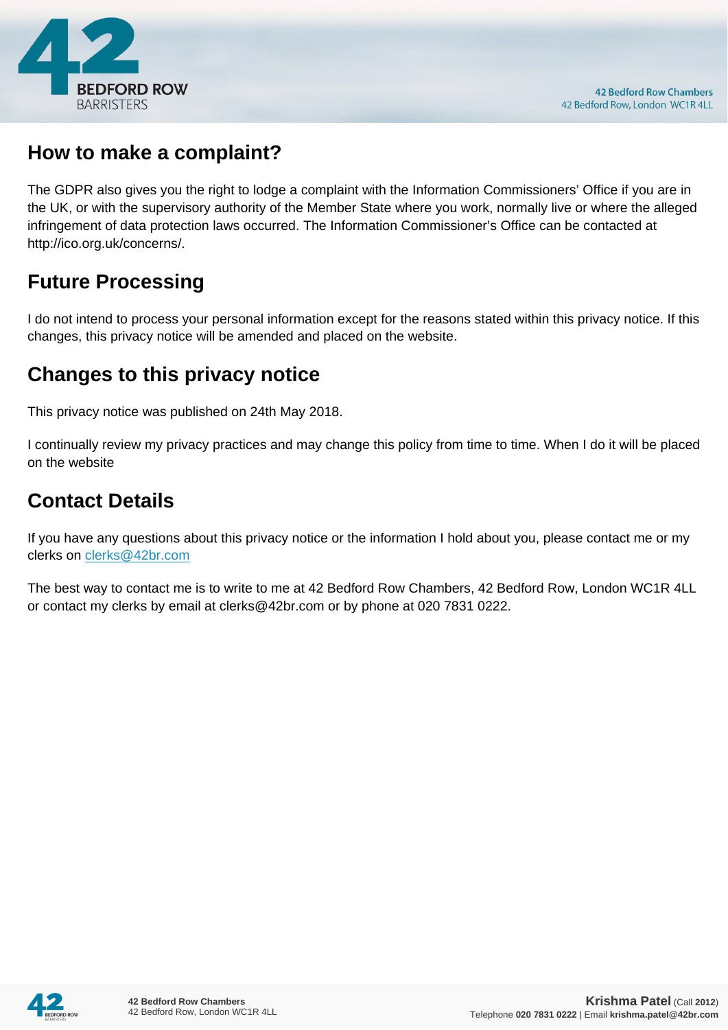## How to make a complaint?

The GDPR also gives you the right to lodge a complaint with the Information Commissioners' Office if you are in the UK, or with the supervisory authority of the Member State where you work, normally live or where the alleged infringement of data protection laws occurred. The Information Commissioner's Office can be contacted at http://ico.org.uk/concerns/.

## Future Processing

I do not intend to process your personal information except for the reasons stated within this privacy notice. If this changes, this privacy notice will be amended and placed on the website.

## Changes to this privacy notice

This privacy notice was published on 24th May 2018.

I continually review my privacy practices and may change this policy from time to time. When I do it will be placed on the website

## Contact Details

If you have any questions about this privacy notice or the information I hold about you, please contact me or my clerks on clerks@42br.com

The best way to contact me is to write to me at 42 Bedford Row Chambers, 42 Bedford Row, London WC1R 4LL or contact my clerks by email at clerks@42br.com or by phone at 020 7831 0222.